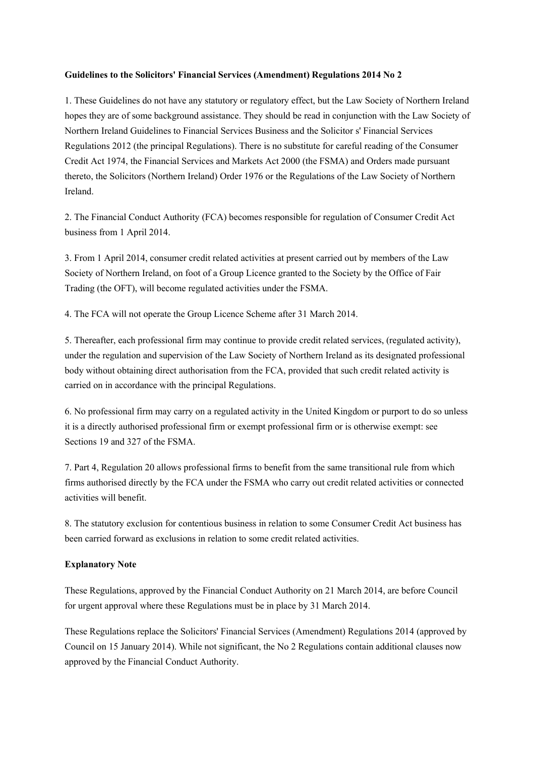**Guidelines to the Solicitors' Financial Services (Amendment) Regulations 2014 No 2**

1. These Guidelines do not have any statutory or regulatory effect, but the Law Society of Northern Ireland hopes they are of some background assistance. They should be read in conjunction with the Law Society of Northern Ireland Guidelines to Financial Services Business and the Solicitor s' Financial Services Regulations 2012 (the principal Regulations). There is no substitute for careful reading of the Consumer Credit Act 1974, the Financial Services and Markets Act 2000 (the FSMA) and Orders made pursuant thereto, the Solicitors (Northern Ireland) Order 1976 or the Regulations of the Law Society of Northern Ireland.

2. The Financial Conduct Authority (FCA) becomes responsible for regulation of Consumer Credit Act business from 1 April 2014.

3. From 1 April 2014, consumer credit related activities at present carried out by members of the Law Society of Northern Ireland, on foot of a Group Licence granted to the Society by the Office of Fair Trading (the OFT), will become regulated activities under the FSMA.

4. The FCA will not operate the Group Licence Scheme after 31 March 2014.

5. Thereafter, each professional firm may continue to provide credit related services, (regulated activity), under the regulation and supervision of the Law Society of Northern Ireland as its designated professional body without obtaining direct authorisation from the FCA, provided that such credit related activity is carried on in accordance with the principal Regulations.

6. No professional firm may carry on a regulated activity in the United Kingdom or purport to do so unless it is a directly authorised professional firm or exempt professional firm or is otherwise exempt: see Sections 19 and 327 of the FSMA.

7. Part 4, Regulation 20 allows professional firms to benefit from the same transitional rule from which firms authorised directly by the FCA under the FSMA who carry out credit related activities or connected activities will benefit.

8. The statutory exclusion for contentious business in relation to some Consumer Credit Act business has been carried forward as exclusions in relation to some credit related activities.

**Explanatory Note**

These Regulations, approved by the Financial Conduct Authority on 21 March 2014, are before Council for urgent approval where these Regulations must be in place by 31 March 2014.

These Regulations replace the Solicitors' Financial Services (Amendment) Regulations 2014 (approved by Council on 15 January 2014). While not significant, the No 2 Regulations contain additional clauses now approved by the Financial Conduct Authority.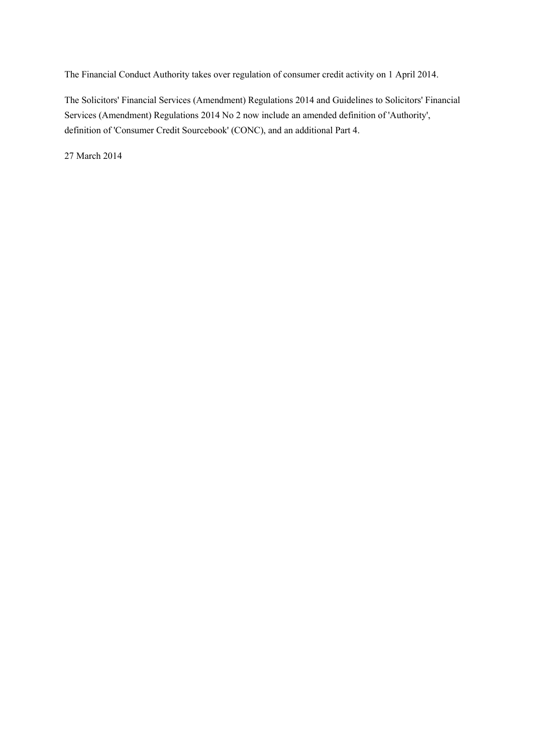The Financial Conduct Authority takes over regulation of consumer credit activity on 1 April 2014.

The Solicitors' Financial Services (Amendment) Regulations 2014 and Guidelines to Solicitors' Financial Services (Amendment) Regulations 2014 No 2 now include an amended definition of 'Authority', definition of 'Consumer Credit Sourcebook' (CONC), and an additional Part 4.

27 March 2014